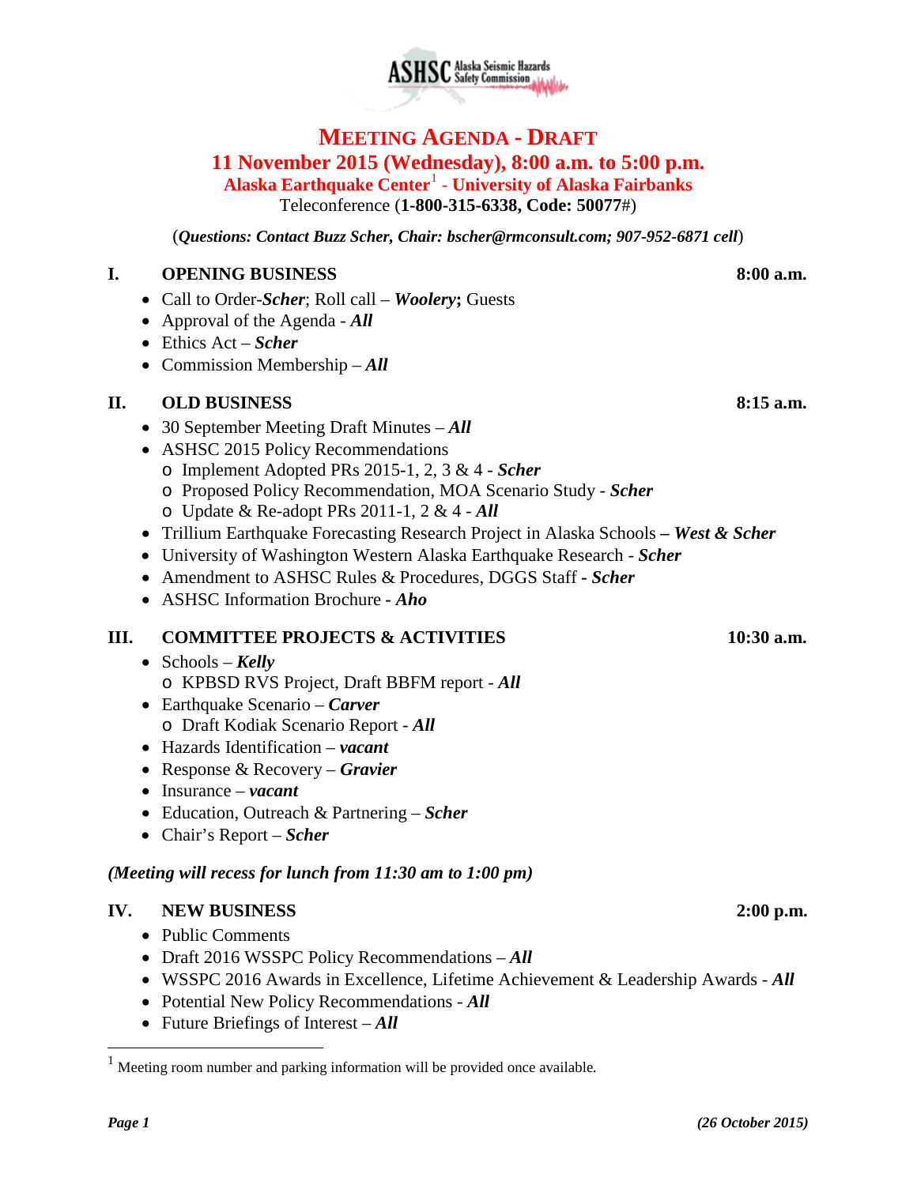ASHSC Alaska Seismic Hazards Safety Commission

# MEETING AGENDA - DRAFT

## 11 November 2015 (Wednesday), 8:00 a.m. to 5:00 p.m.

### Alaska Earthquake Center[1] - University of Alaska Fairbanks

Teleconference (**1-800-315-6338, Code: 50077**#)

(***Questions: Contact Buzz Scher, Chair: bscher@rmconsult.com; 907-952-6871 cell***)

**I. OPENING BUSINESS** **8:00 a.m.**

- Call to Order-***Scher***; Roll call – ***Woolery*****;** Guests
- Approval of the Agenda - ***All***
- Ethics Act – ***Scher***
- Commission Membership – ***All***

**II. OLD BUSINESS** **8:15 a.m.**

- 30 September Meeting Draft Minutes – ***All***
- ASHSC 2015 Policy Recommendations
  - Implement Adopted PRs 2015-1, 2, 3 & 4 - ***Scher***
  - Proposed Policy Recommendation, MOA Scenario Study - ***Scher***
  - Update & Re-adopt PRs 2011-1, 2 & 4 - ***All***
- Trillium Earthquake Forecasting Research Project in Alaska Schools **– *West & Scher***
- University of Washington Western Alaska Earthquake Research - ***Scher***
- Amendment to ASHSC Rules & Procedures, DGGS Staff **- *Scher***
- ASHSC Information Brochure **- *Aho***

**III. COMMITTEE PROJECTS & ACTIVITIES** **10:30 a.m.**

- Schools – ***Kelly***
  - KPBSD RVS Project, Draft BBFM report - ***All***
- Earthquake Scenario – ***Carver***
  - Draft Kodiak Scenario Report - ***All***
- Hazards Identification – ***vacant***
- Response & Recovery – ***Gravier***
- Insurance – ***vacant***
- Education, Outreach & Partnering – ***Scher***
- Chair's Report – ***Scher***

***(Meeting will recess for lunch from 11:30 am to 1:00 pm)***

**IV. NEW BUSINESS** **2:00 p.m.**

- Public Comments
- Draft 2016 WSSPC Policy Recommendations – ***All***
- WSSPC 2016 Awards in Excellence, Lifetime Achievement & Leadership Awards - ***All***
- Potential New Policy Recommendations - ***All***
- Future Briefings of Interest – ***All***

[1] Meeting room number and parking information will be provided once available.

***(26 October 2015)***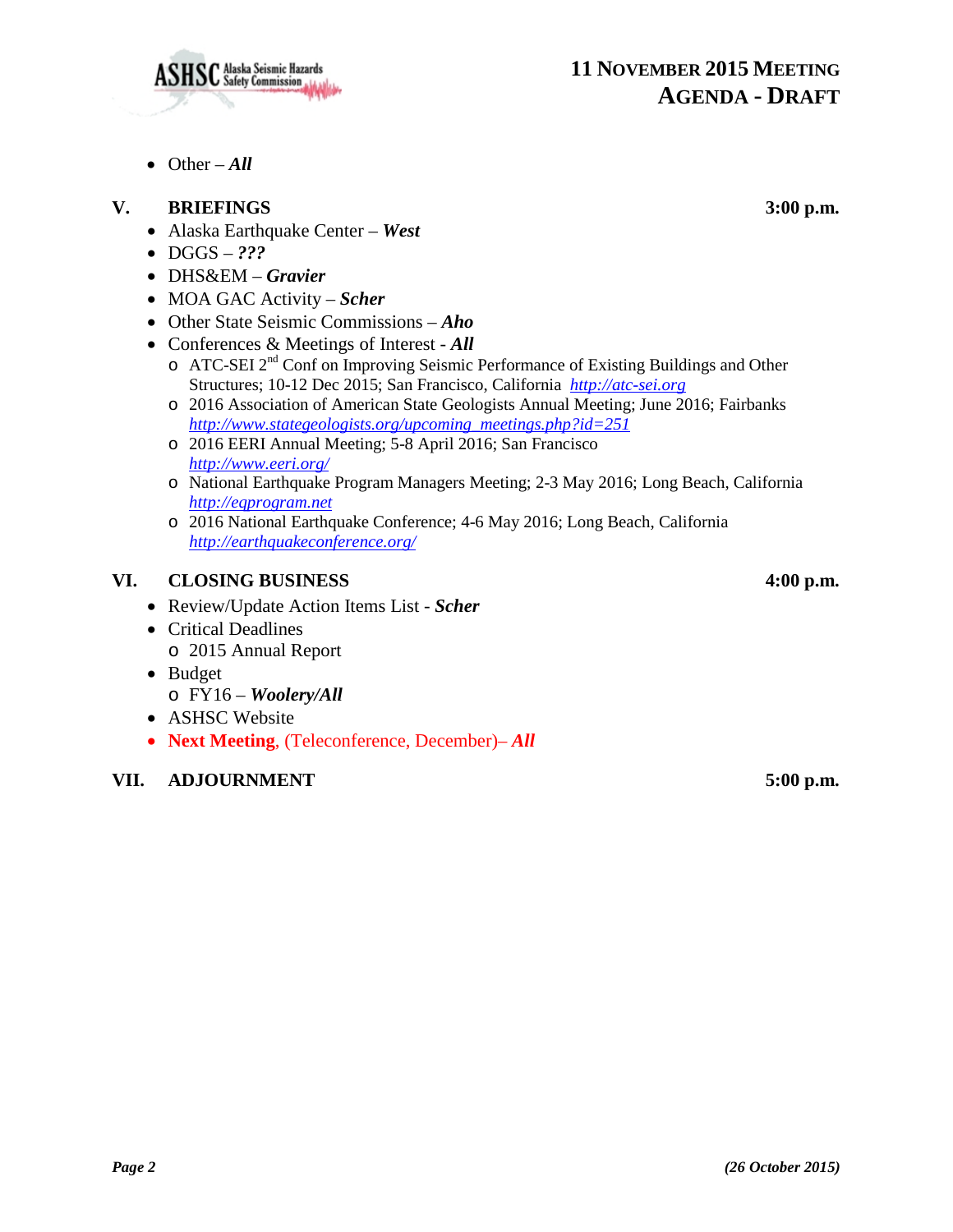- Other – ***All***

## V. BRIEFINGS **3:00 p.m.**

- Alaska Earthquake Center – ***West***
- DGGS – ***???***
- DHS&EM – ***Gravier***
- MOA GAC Activity – ***Scher***
- Other State Seismic Commissions – ***Aho***
- Conferences & Meetings of Interest - ***All***
  - ATC-SEI 2nd Conf on Improving Seismic Performance of Existing Buildings and Other Structures; 10-12 Dec 2015; San Francisco, California *http://atc-sei.org*
  - 2016 Association of American State Geologists Annual Meeting; June 2016; Fairbanks *http://www.stategeologists.org/upcoming_meetings.php?id=251*
  - 2016 EERI Annual Meeting; 5-8 April 2016; San Francisco *http://www.eeri.org/*
  - National Earthquake Program Managers Meeting; 2-3 May 2016; Long Beach, California *http://eqprogram.net*
  - 2016 National Earthquake Conference; 4-6 May 2016; Long Beach, California *http://earthquakeconference.org/*

## VI. CLOSING BUSINESS **4:00 p.m.**

- Review/Update Action Items List - ***Scher***
- Critical Deadlines
  - 2015 Annual Report
- Budget
  - FY16 – ***Woolery/All***
- ASHSC Website
- **Next Meeting**, (Teleconference, December)– ***All***

## VII. ADJOURNMENT **5:00 p.m.**

***(26 October 2015)***